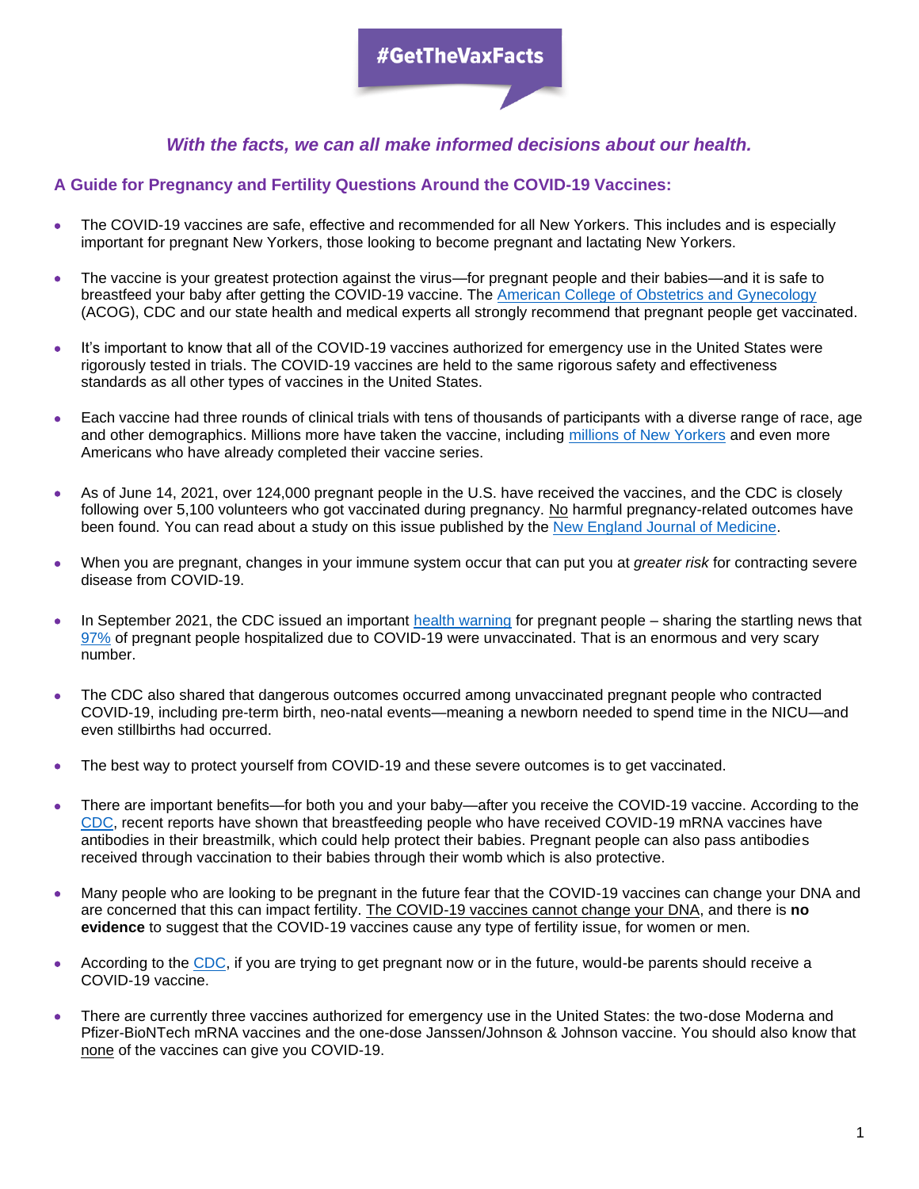# #GetTheVaxFacts

*With the facts, we can all make informed decisions about our health.*

## A Guide for Pregnancy and Fertility Questions Around the COVID-19 Vaccines:

- The COVID-19 vaccines are safe, effective and recommended for all New Yorkers. This includes and is especially important for pregnant New Yorkers, those looking to become pregnant and lactating New Yorkers.

- The vaccine is your greatest protection against the virus—for pregnant people and their babies—and it is safe to breastfeed your baby after getting the COVID-19 vaccine. The American College of Obstetrics and Gynecology (ACOG), CDC and our state health and medical experts all strongly recommend that pregnant people get vaccinated.

- It's important to know that all of the COVID-19 vaccines authorized for emergency use in the United States were rigorously tested in trials. The COVID-19 vaccines are held to the same rigorous safety and effectiveness standards as all other types of vaccines in the United States.

- Each vaccine had three rounds of clinical trials with tens of thousands of participants with a diverse range of race, age and other demographics. Millions more have taken the vaccine, including millions of New Yorkers and even more Americans who have already completed their vaccine series.

- As of June 14, 2021, over 124,000 pregnant people in the U.S. have received the vaccines, and the CDC is closely following over 5,100 volunteers who got vaccinated during pregnancy. No harmful pregnancy-related outcomes have been found. You can read about a study on this issue published by the New England Journal of Medicine.

- When you are pregnant, changes in your immune system occur that can put you at *greater risk* for contracting severe disease from COVID-19.

- In September 2021, the CDC issued an important health warning for pregnant people – sharing the startling news that 97% of pregnant people hospitalized due to COVID-19 were unvaccinated. That is an enormous and very scary number.

- The CDC also shared that dangerous outcomes occurred among unvaccinated pregnant people who contracted COVID-19, including pre-term birth, neo-natal events—meaning a newborn needed to spend time in the NICU—and even stillbirths had occurred.

- The best way to protect yourself from COVID-19 and these severe outcomes is to get vaccinated.

- There are important benefits—for both you and your baby—after you receive the COVID-19 vaccine. According to the CDC, recent reports have shown that breastfeeding people who have received COVID-19 mRNA vaccines have antibodies in their breastmilk, which could help protect their babies. Pregnant people can also pass antibodies received through vaccination to their babies through their womb which is also protective.

- Many people who are looking to be pregnant in the future fear that the COVID-19 vaccines can change your DNA and are concerned that this can impact fertility. The COVID-19 vaccines cannot change your DNA, and there is **no evidence** to suggest that the COVID-19 vaccines cause any type of fertility issue, for women or men.

- According to the CDC, if you are trying to get pregnant now or in the future, would-be parents should receive a COVID-19 vaccine.

- There are currently three vaccines authorized for emergency use in the United States: the two-dose Moderna and Pfizer-BioNTech mRNA vaccines and the one-dose Janssen/Johnson & Johnson vaccine. You should also know that none of the vaccines can give you COVID-19.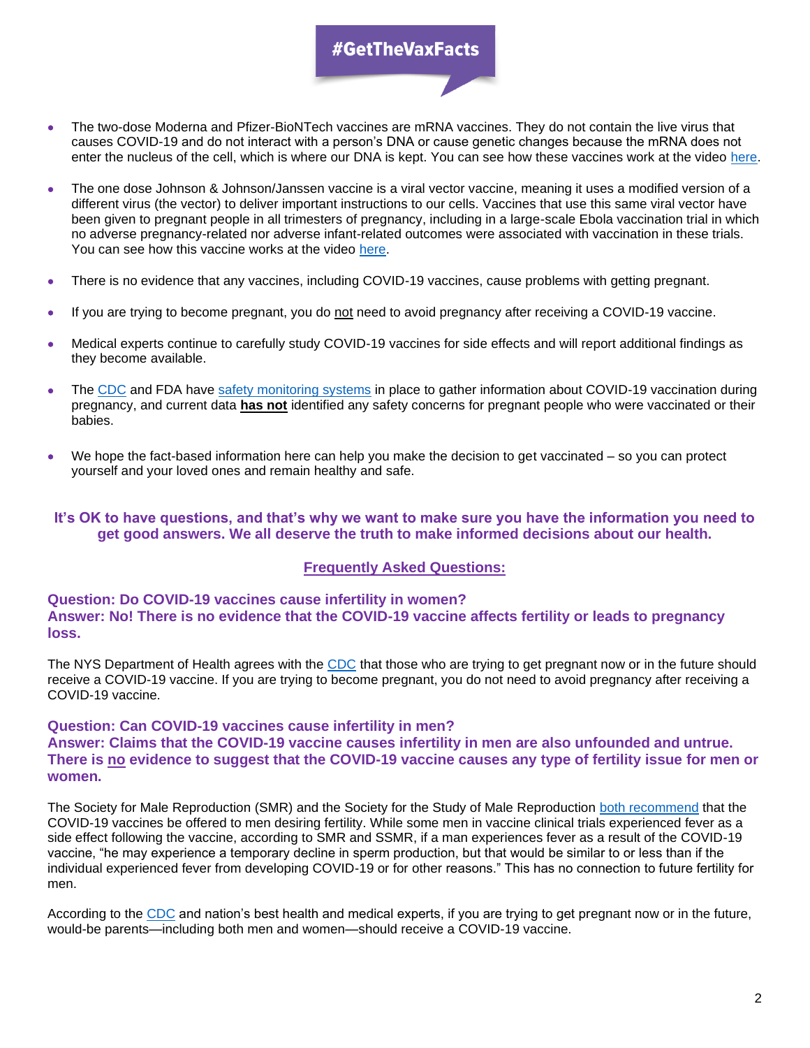**#GetTheVaxFacts**

- The two-dose Moderna and Pfizer-BioNTech vaccines are mRNA vaccines. They do not contain the live virus that causes COVID-19 and do not interact with a person's DNA or cause genetic changes because the mRNA does not enter the nucleus of the cell, which is where our DNA is kept. You can see how these vaccines work at the video here.
- The one dose Johnson & Johnson/Janssen vaccine is a viral vector vaccine, meaning it uses a modified version of a different virus (the vector) to deliver important instructions to our cells. Vaccines that use this same viral vector have been given to pregnant people in all trimesters of pregnancy, including in a large-scale Ebola vaccination trial in which no adverse pregnancy-related nor adverse infant-related outcomes were associated with vaccination in these trials. You can see how this vaccine works at the video here.
- There is no evidence that any vaccines, including COVID-19 vaccines, cause problems with getting pregnant.
- If you are trying to become pregnant, you do <u>not</u> need to avoid pregnancy after receiving a COVID-19 vaccine.
- Medical experts continue to carefully study COVID-19 vaccines for side effects and will report additional findings as they become available.
- The CDC and FDA have safety monitoring systems in place to gather information about COVID-19 vaccination during pregnancy, and current data **<u>has not</u>** identified any safety concerns for pregnant people who were vaccinated or their babies.
- We hope the fact-based information here can help you make the decision to get vaccinated – so you can protect yourself and your loved ones and remain healthy and safe.

**It's OK to have questions, and that's why we want to make sure you have the information you need to get good answers. We all deserve the truth to make informed decisions about our health.**

## Frequently Asked Questions:

**Question: Do COVID-19 vaccines cause infertility in women?**
**Answer: No! There is no evidence that the COVID-19 vaccine affects fertility or leads to pregnancy loss.**

The NYS Department of Health agrees with the CDC that those who are trying to get pregnant now or in the future should receive a COVID-19 vaccine. If you are trying to become pregnant, you do not need to avoid pregnancy after receiving a COVID-19 vaccine.

**Question: Can COVID-19 vaccines cause infertility in men?**
**Answer: Claims that the COVID-19 vaccine causes infertility in men are also unfounded and untrue. There is <u>no</u> evidence to suggest that the COVID-19 vaccine causes any type of fertility issue for men or women.**

The Society for Male Reproduction (SMR) and the Society for the Study of Male Reproduction both recommend that the COVID-19 vaccines be offered to men desiring fertility. While some men in vaccine clinical trials experienced fever as a side effect following the vaccine, according to SMR and SSMR, if a man experiences fever as a result of the COVID-19 vaccine, "he may experience a temporary decline in sperm production, but that would be similar to or less than if the individual experienced fever from developing COVID-19 or for other reasons." This has no connection to future fertility for men.

According to the CDC and nation's best health and medical experts, if you are trying to get pregnant now or in the future, would-be parents—including both men and women—should receive a COVID-19 vaccine.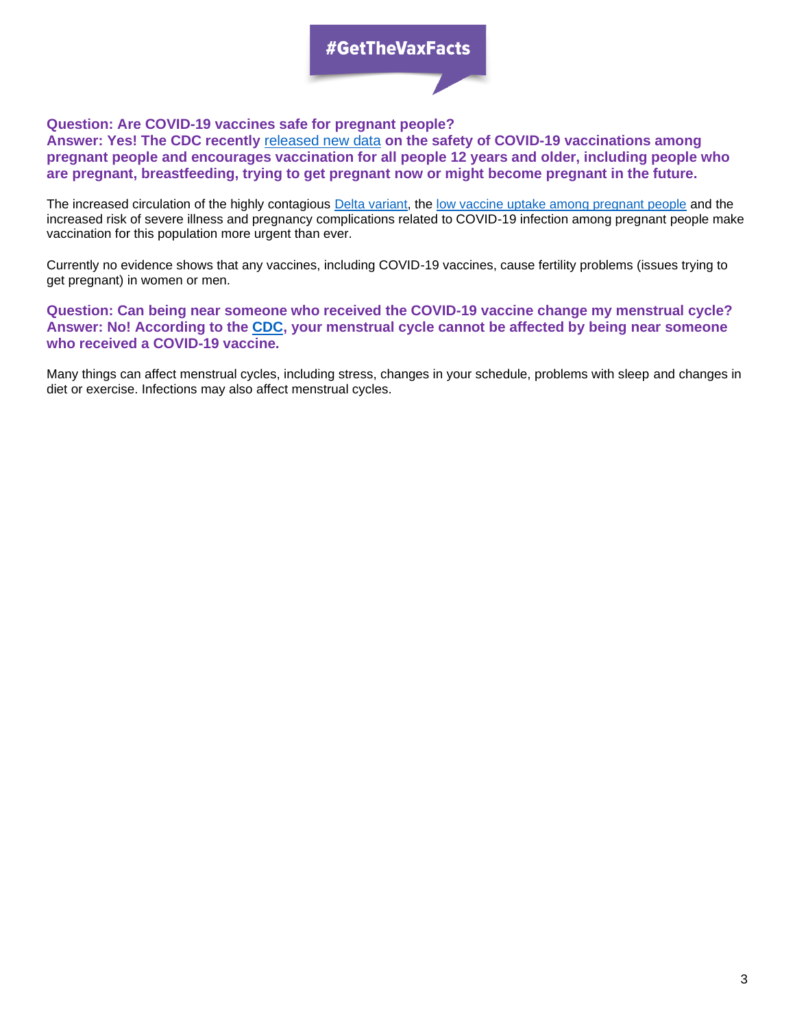**#GetTheVaxFacts**

**Question: Are COVID-19 vaccines safe for pregnant people?**
**Answer: Yes! The CDC recently released new data on the safety of COVID-19 vaccinations among pregnant people and encourages vaccination for all people 12 years and older, including people who are pregnant, breastfeeding, trying to get pregnant now or might become pregnant in the future.**

The increased circulation of the highly contagious Delta variant, the low vaccine uptake among pregnant people and the increased risk of severe illness and pregnancy complications related to COVID-19 infection among pregnant people make vaccination for this population more urgent than ever.

Currently no evidence shows that any vaccines, including COVID-19 vaccines, cause fertility problems (issues trying to get pregnant) in women or men.

**Question: Can being near someone who received the COVID-19 vaccine change my menstrual cycle?**
**Answer: No! According to the CDC, your menstrual cycle cannot be affected by being near someone who received a COVID-19 vaccine.**

Many things can affect menstrual cycles, including stress, changes in your schedule, problems with sleep and changes in diet or exercise. Infections may also affect menstrual cycles.